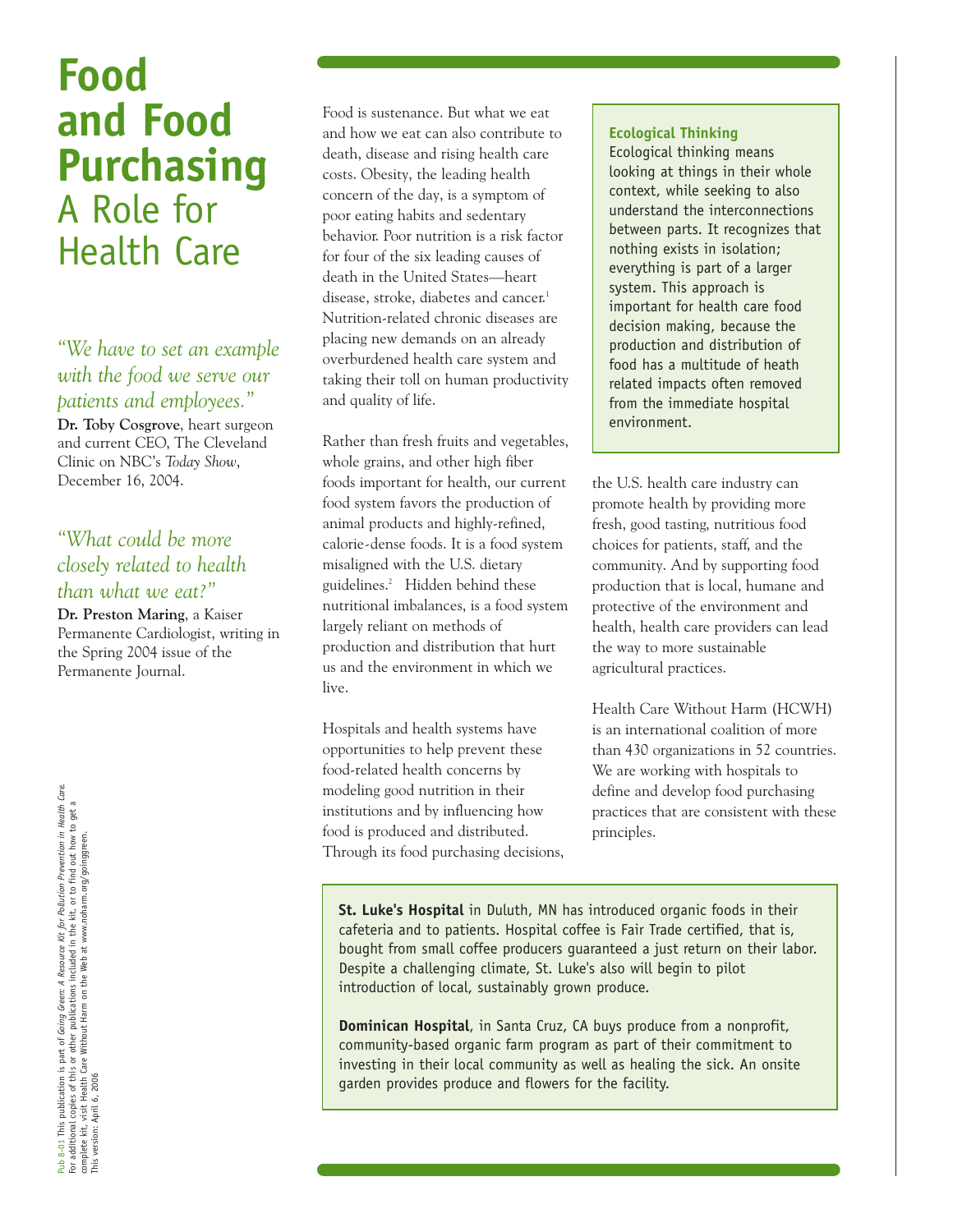# Food and Food Purchasing
## A Role for Health Care

*"We have to set an example with the food we serve our patients and employees."*

**Dr. Toby Cosgrove**, heart surgeon and current CEO, The Cleveland Clinic on NBC's *Today Show*, December 16, 2004.

*"What could be more closely related to health than what we eat?"*

**Dr. Preston Maring**, a Kaiser Permanente Cardiologist, writing in the Spring 2004 issue of the Permanente Journal.

Food is sustenance. But what we eat and how we eat can also contribute to death, disease and rising health care costs. Obesity, the leading health concern of the day, is a symptom of poor eating habits and sedentary behavior. Poor nutrition is a risk factor for four of the six leading causes of death in the United States—heart disease, stroke, diabetes and cancer.[1] Nutrition-related chronic diseases are placing new demands on an already overburdened health care system and taking their toll on human productivity and quality of life.

Rather than fresh fruits and vegetables, whole grains, and other high fiber foods important for health, our current food system favors the production of animal products and highly-refined, calorie-dense foods. It is a food system misaligned with the U.S. dietary guidelines.[2] Hidden behind these nutritional imbalances, is a food system largely reliant on methods of production and distribution that hurt us and the environment in which we live.

Hospitals and health systems have opportunities to help prevent these food-related health concerns by modeling good nutrition in their institutions and by influencing how food is produced and distributed. Through its food purchasing decisions, the U.S. health care industry can promote health by providing more fresh, good tasting, nutritious food choices for patients, staff, and the community. And by supporting food production that is local, humane and protective of the environment and health, health care providers can lead the way to more sustainable agricultural practices.

Health Care Without Harm (HCWH) is an international coalition of more than 430 organizations in 52 countries. We are working with hospitals to define and develop food purchasing practices that are consistent with these principles.

> **Ecological Thinking**
> Ecological thinking means looking at things in their whole context, while seeking to also understand the interconnections between parts. It recognizes that nothing exists in isolation; everything is part of a larger system. This approach is important for health care food decision making, because the production and distribution of food has a multitude of heath related impacts often removed from the immediate hospital environment.

> **St. Luke's Hospital** in Duluth, MN has introduced organic foods in their cafeteria and to patients. Hospital coffee is Fair Trade certified, that is, bought from small coffee producers guaranteed a just return on their labor. Despite a challenging climate, St. Luke's also will begin to pilot introduction of local, sustainably grown produce.
>
> **Dominican Hospital**, in Santa Cruz, CA buys produce from a nonprofit, community-based organic farm program as part of their commitment to investing in their local community as well as healing the sick. An onsite garden provides produce and flowers for the facility.

Pub 8-01 This publication is part of *Going Green: A Resource Kit for Pollution Prevention in Health Care.* For additional copies of this or other publications included in the kit, or to find out how to get a complete kit, visit Health Care Without Harm on the Web at www.noharm.org/goinggreen. This version: April 6, 2006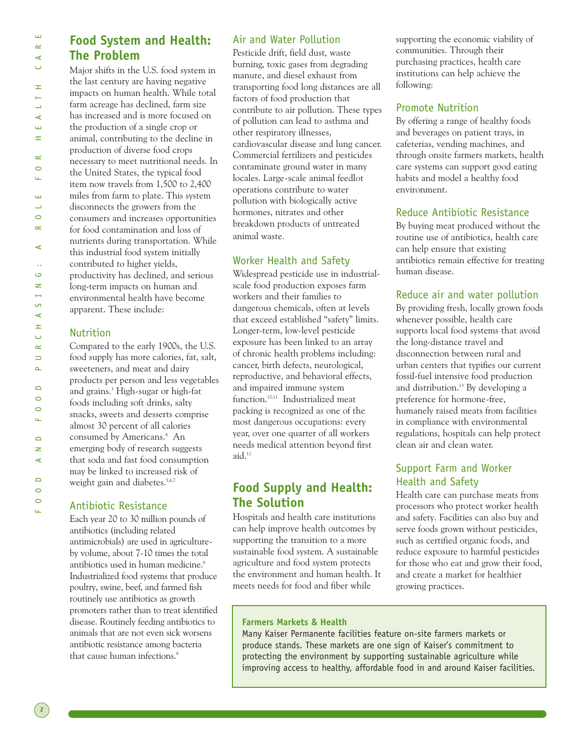## Food System and Health: The Problem

Major shifts in the U.S. food system in the last century are having negative impacts on human health. While total farm acreage has declined, farm size has increased and is more focused on the production of a single crop or animal, contributing to the decline in production of diverse food crops necessary to meet nutritional needs. In the United States, the typical food item now travels from 1,500 to 2,400 miles from farm to plate. This system disconnects the growers from the consumers and increases opportunities for food contamination and loss of nutrients during transportation. While this industrial food system initially contributed to higher yields, productivity has declined, and serious long-term impacts on human and environmental health have become apparent. These include:

### Nutrition

Compared to the early 1900s, the U.S. food supply has more calories, fat, salt, sweeteners, and meat and dairy products per person and less vegetables and grains.[3] High-sugar or high-fat foods including soft drinks, salty snacks, sweets and desserts comprise almost 30 percent of all calories consumed by Americans.[4] An emerging body of research suggests that soda and fast food consumption may be linked to increased risk of weight gain and diabetes.[5,6,7]

### Antibiotic Resistance

Each year 20 to 30 million pounds of antibiotics (including related antimicrobials) are used in agriculture-by volume, about 7-10 times the total antibiotics used in human medicine.[8] Industrialized food systems that produce poultry, swine, beef, and farmed fish routinely use antibiotics as growth promoters rather than to treat identified disease. Routinely feeding antibiotics to animals that are not even sick worsens antibiotic resistance among bacteria that cause human infections.[9]

### Air and Water Pollution

Pesticide drift, field dust, waste burning, toxic gases from degrading manure, and diesel exhaust from transporting food long distances are all factors of food production that contribute to air pollution. These types of pollution can lead to asthma and other respiratory illnesses, cardiovascular disease and lung cancer. Commercial fertilizers and pesticides contaminate ground water in many locales. Large-scale animal feedlot operations contribute to water pollution with biologically active hormones, nitrates and other breakdown products of untreated animal waste.

### Worker Health and Safety

Widespread pesticide use in industrial-scale food production exposes farm workers and their families to dangerous chemicals, often at levels that exceed established "safety" limits. Longer-term, low-level pesticide exposure has been linked to an array of chronic health problems including: cancer, birth defects, neurological, reproductive, and behavioral effects, and impaired immune system function.[10,11] Industrialized meat packing is recognized as one of the most dangerous occupations: every year, over one quarter of all workers needs medical attention beyond first aid.[12]

## Food Supply and Health: The Solution

Hospitals and health care institutions can help improve health outcomes by supporting the transition to a more sustainable food system. A sustainable agriculture and food system protects the environment and human health. It meets needs for food and fiber while supporting the economic viability of communities. Through their purchasing practices, health care institutions can help achieve the following:

### Promote Nutrition

By offering a range of healthy foods and beverages on patient trays, in cafeterias, vending machines, and through onsite farmers markets, health care systems can support good eating habits and model a healthy food environment.

### Reduce Antibiotic Resistance

By buying meat produced without the routine use of antibiotics, health care can help ensure that existing antibiotics remain effective for treating human disease.

### Reduce air and water pollution

By providing fresh, locally grown foods whenever possible, health care supports local food systems that avoid the long-distance travel and disconnection between rural and urban centers that typifies our current fossil-fuel intensive food production and distribution.[13] By developing a preference for hormone-free, humanely raised meats from facilities in compliance with environmental regulations, hospitals can help protect clean air and clean water.

### Support Farm and Worker Health and Safety

Health care can purchase meats from processors who protect worker health and safety. Facilities can also buy and serve foods grown without pesticides, such as certified organic foods, and reduce exposure to harmful pesticides for those who eat and grow their food, and create a market for healthier growing practices.

**Farmers Markets & Health**

Many Kaiser Permanente facilities feature on-site farmers markets or produce stands. These markets are one sign of Kaiser's commitment to protecting the environment by supporting sustainable agriculture while improving access to healthy, affordable food in and around Kaiser facilities.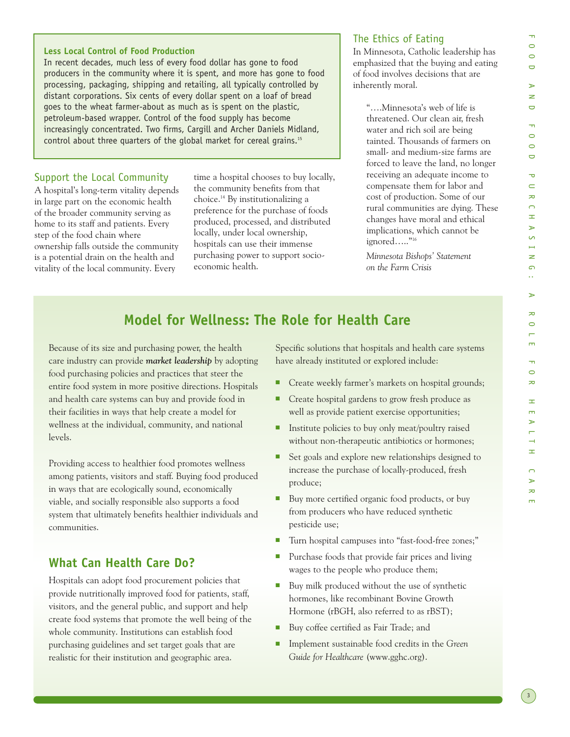### Less Local Control of Food Production

In recent decades, much less of every food dollar has gone to food producers in the community where it is spent, and more has gone to food processing, packaging, shipping and retailing, all typically controlled by distant corporations. Six cents of every dollar spent on a loaf of bread goes to the wheat farmer-about as much as is spent on the plastic, petroleum-based wrapper. Control of the food supply has become increasingly concentrated. Two firms, Cargill and Archer Daniels Midland, control about three quarters of the global market for cereal grains.[15]

## Support the Local Community

A hospital's long-term vitality depends in large part on the economic health of the broader community serving as home to its staff and patients. Every step of the food chain where ownership falls outside the community is a potential drain on the health and vitality of the local community. Every time a hospital chooses to buy locally, the community benefits from that choice.[14] By institutionalizing a preference for the purchase of foods produced, processed, and distributed locally, under local ownership, hospitals can use their immense purchasing power to support socio-economic health.

## The Ethics of Eating

In Minnesota, Catholic leadership has emphasized that the buying and eating of food involves decisions that are inherently moral.

> "….Minnesota's web of life is threatened. Our clean air, fresh water and rich soil are being tainted. Thousands of farmers on small- and medium-size farms are forced to leave the land, no longer receiving an adequate income to compensate them for labor and cost of production. Some of our rural communities are dying. These changes have moral and ethical implications, which cannot be ignored….."[16]
>
> *Minnesota Bishops' Statement on the Farm Crisis*

## Model for Wellness: The Role for Health Care

Because of its size and purchasing power, the health care industry can provide ***market leadership*** by adopting food purchasing policies and practices that steer the entire food system in more positive directions. Hospitals and health care systems can buy and provide food in their facilities in ways that help create a model for wellness at the individual, community, and national levels.

Providing access to healthier food promotes wellness among patients, visitors and staff. Buying food produced in ways that are ecologically sound, economically viable, and socially responsible also supports a food system that ultimately benefits healthier individuals and communities.

### What Can Health Care Do?

Hospitals can adopt food procurement policies that provide nutritionally improved food for patients, staff, visitors, and the general public, and support and help create food systems that promote the well being of the whole community. Institutions can establish food purchasing guidelines and set target goals that are realistic for their institution and geographic area.

Specific solutions that hospitals and health care systems have already instituted or explored include:

- Create weekly farmer's markets on hospital grounds;
- Create hospital gardens to grow fresh produce as well as provide patient exercise opportunities;
- Institute policies to buy only meat/poultry raised without non-therapeutic antibiotics or hormones;
- Set goals and explore new relationships designed to increase the purchase of locally-produced, fresh produce;
- Buy more certified organic food products, or buy from producers who have reduced synthetic pesticide use;
- Turn hospital campuses into "fast-food-free zones;"
- Purchase foods that provide fair prices and living wages to the people who produce them;
- Buy milk produced without the use of synthetic hormones, like recombinant Bovine Growth Hormone (rBGH, also referred to as rBST);
- Buy coffee certified as Fair Trade; and
- Implement sustainable food credits in the *Green Guide for Healthcare* (www.gghc.org).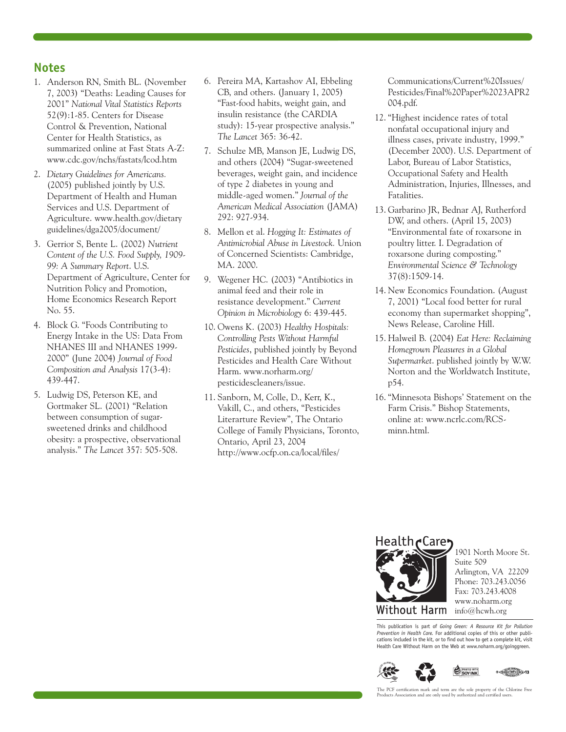## Notes

1. Anderson RN, Smith BL. (November 7, 2003) "Deaths: Leading Causes for 2001" *National Vital Statistics Reports* 52(9):1-85. Centers for Disease Control & Prevention, National Center for Health Statistics, as summarized online at Fast Stats A-Z: www.cdc.gov/nchs/fastats/lcod.htm
2. *Dietary Guidelines for Americans.* (2005) published jointly by U.S. Department of Health and Human Services and U.S. Department of Agriculture. www.health.gov/dietaryguidelines/dga2005/document/
3. Gerrior S, Bente L. (2002) *Nutrient Content of the U.S. Food Supply, 1909-99: A Summary Report*. U.S. Department of Agriculture, Center for Nutrition Policy and Promotion, Home Economics Research Report No. 55.
4. Block G. "Foods Contributing to Energy Intake in the US: Data From NHANES III and NHANES 1999-2000" (June 2004) *Journal of Food Composition and Analysis* 17(3-4): 439-447.
5. Ludwig DS, Peterson KE, and Gortmaker SL. (2001) "Relation between consumption of sugar-sweetened drinks and childhood obesity: a prospective, observational analysis." *The Lancet* 357: 505-508.
6. Pereira MA, Kartashov AI, Ebbeling CB, and others. (January 1, 2005) "Fast-food habits, weight gain, and insulin resistance (the CARDIA study): 15-year prospective analysis." *The Lancet* 365: 36-42.
7. Schulze MB, Manson JE, Ludwig DS, and others (2004) "Sugar-sweetened beverages, weight gain, and incidence of type 2 diabetes in young and middle-aged women." *Journal of the American Medical Association* (JAMA) 292: 927-934.
8. Mellon et al. *Hogging It: Estimates of Antimicrobial Abuse in Livestock.* Union of Concerned Scientists: Cambridge, MA. 2000.
9. Wegener HC. (2003) "Antibiotics in animal feed and their role in resistance development." *Current Opinion in Microbiology* 6: 439-445.
10. Owens K. (2003) *Healthy Hospitals: Controlling Pests Without Harmful Pesticides*, published jointly by Beyond Pesticides and Health Care Without Harm. www.norharm.org/pesticidescleaners/issue.
11. Sanborn, M, Colle, D., Kerr, K., Vakill, C., and others, "Pesticides Literarture Review", The Ontario College of Family Physicians, Toronto, Ontario, April 23, 2004 http://www.ocfp.on.ca/local/files/Communications/Current%20Issues/Pesticides/Final%20Paper%2023APR2004.pdf.
12. "Highest incidence rates of total nonfatal occupational injury and illness cases, private industry, 1999." (December 2000). U.S. Department of Labor, Bureau of Labor Statistics, Occupational Safety and Health Administration, Injuries, Illnesses, and Fatalities.
13. Garbarino JR, Bednar AJ, Rutherford DW, and others. (April 15, 2003) "Environmental fate of roxarsone in poultry litter. I. Degradation of roxarsone during composting." *Environmental Science & Technology* 37(8):1509-14.
14. New Economics Foundation. (August 7, 2001) "Local food better for rural economy than supermarket shopping", News Release, Caroline Hill.
15. Halweil B. (2004) *Eat Here: Reclaiming Homegrown Pleasures in a Global Supermarket*. published jointly by W.W. Norton and the Worldwatch Institute, p54.
16. "Minnesota Bishops' Statement on the Farm Crisis." Bishop Statements, online at: www.ncrlc.com/RCS-minn.html.

Health Care Without Harm
1901 North Moore St.
Suite 509
Arlington, VA 22209
Phone: 703.243.0056
Fax: 703.243.4008
www.noharm.org
info@hcwh.org

This publication is part of *Going Green: A Resource Kit for Pollution Prevention in Health Care.* For additional copies of this or other publications included in the kit, or to find out how to get a complete kit, visit Health Care Without Harm on the Web at www.noharm.org/goinggreen.

The PCF certification mark and term are the sole property of the Chlorine Free Products Association and are only used by authorized and certified users.